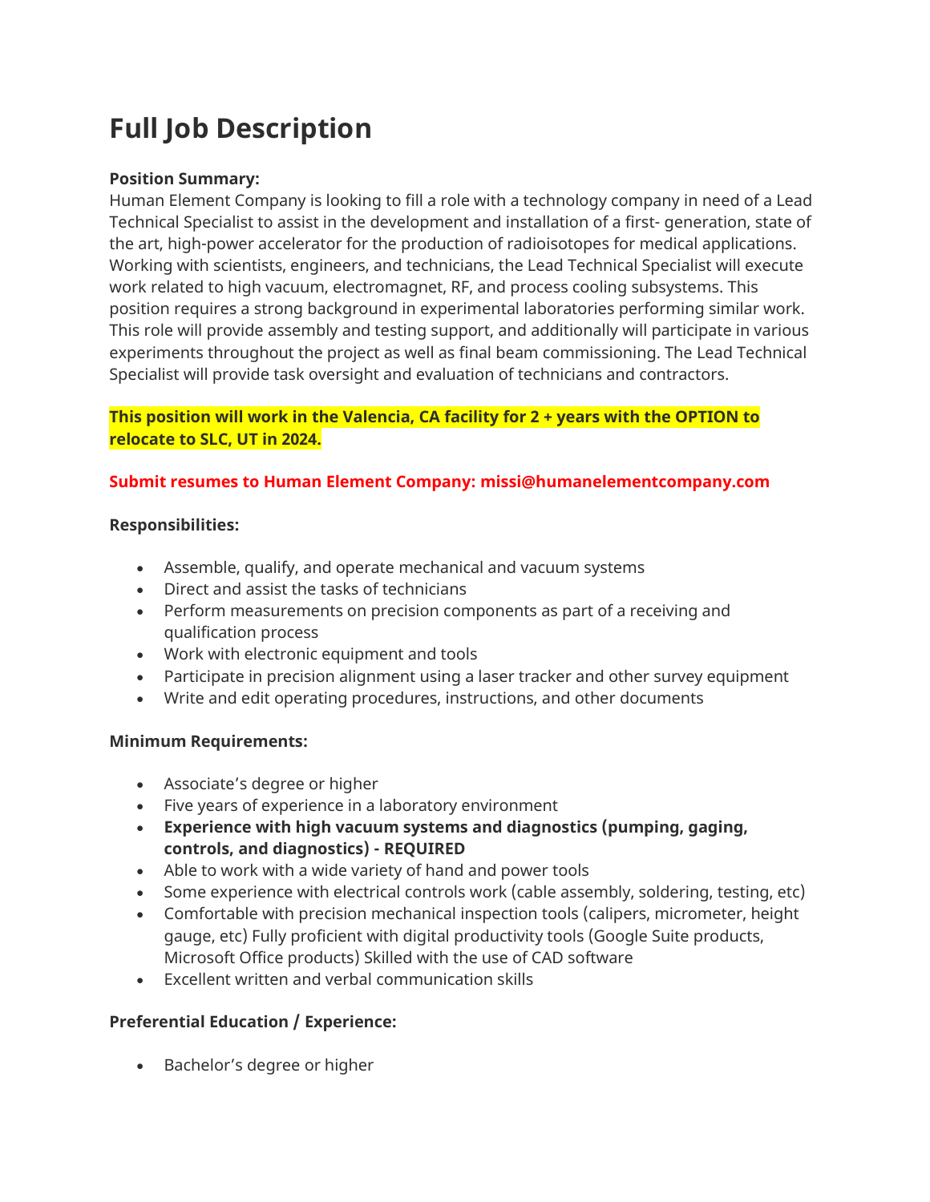# Full Job Description

**Position Summary:**
Human Element Company is looking to fill a role with a technology company in need of a Lead Technical Specialist to assist in the development and installation of a first- generation, state of the art, high-power accelerator for the production of radioisotopes for medical applications. Working with scientists, engineers, and technicians, the Lead Technical Specialist will execute work related to high vacuum, electromagnet, RF, and process cooling subsystems. This position requires a strong background in experimental laboratories performing similar work. This role will provide assembly and testing support, and additionally will participate in various experiments throughout the project as well as final beam commissioning. The Lead Technical Specialist will provide task oversight and evaluation of technicians and contractors.

**This position will work in the Valencia, CA facility for 2 + years with the OPTION to relocate to SLC, UT in 2024.**

**Submit resumes to Human Element Company: missi@humanelementcompany.com**

**Responsibilities:**

- Assemble, qualify, and operate mechanical and vacuum systems
- Direct and assist the tasks of technicians
- Perform measurements on precision components as part of a receiving and qualification process
- Work with electronic equipment and tools
- Participate in precision alignment using a laser tracker and other survey equipment
- Write and edit operating procedures, instructions, and other documents

**Minimum Requirements:**

- Associate's degree or higher
- Five years of experience in a laboratory environment
- **Experience with high vacuum systems and diagnostics (pumping, gaging, controls, and diagnostics) - REQUIRED**
- Able to work with a wide variety of hand and power tools
- Some experience with electrical controls work (cable assembly, soldering, testing, etc)
- Comfortable with precision mechanical inspection tools (calipers, micrometer, height gauge, etc) Fully proficient with digital productivity tools (Google Suite products, Microsoft Office products) Skilled with the use of CAD software
- Excellent written and verbal communication skills

**Preferential Education / Experience:**

- Bachelor's degree or higher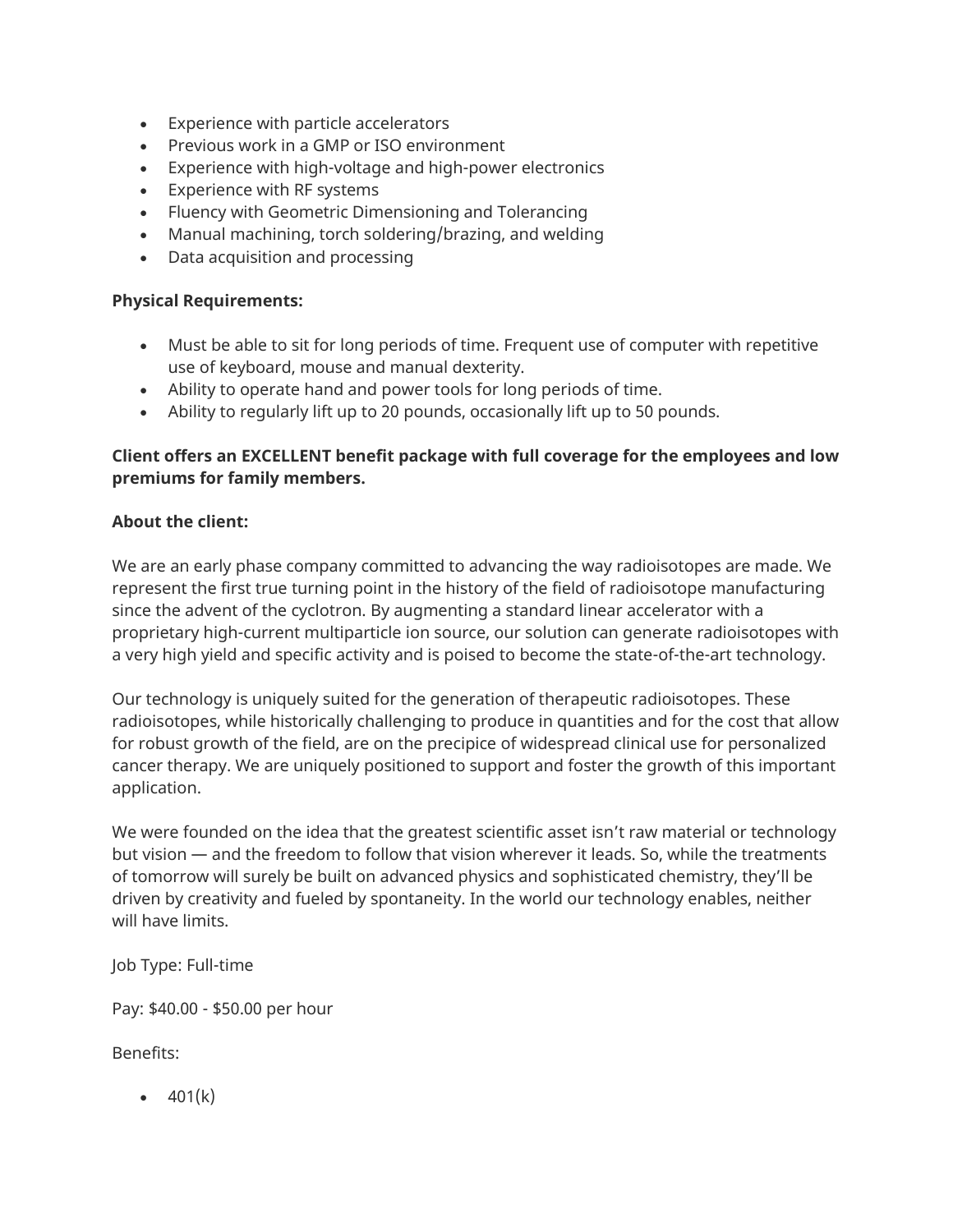- Experience with particle accelerators
- Previous work in a GMP or ISO environment
- Experience with high-voltage and high-power electronics
- Experience with RF systems
- Fluency with Geometric Dimensioning and Tolerancing
- Manual machining, torch soldering/brazing, and welding
- Data acquisition and processing

**Physical Requirements:**

- Must be able to sit for long periods of time. Frequent use of computer with repetitive use of keyboard, mouse and manual dexterity.
- Ability to operate hand and power tools for long periods of time.
- Ability to regularly lift up to 20 pounds, occasionally lift up to 50 pounds.

**Client offers an EXCELLENT benefit package with full coverage for the employees and low premiums for family members.**

**About the client:**

We are an early phase company committed to advancing the way radioisotopes are made. We represent the first true turning point in the history of the field of radioisotope manufacturing since the advent of the cyclotron. By augmenting a standard linear accelerator with a proprietary high-current multiparticle ion source, our solution can generate radioisotopes with a very high yield and specific activity and is poised to become the state-of-the-art technology.

Our technology is uniquely suited for the generation of therapeutic radioisotopes. These radioisotopes, while historically challenging to produce in quantities and for the cost that allow for robust growth of the field, are on the precipice of widespread clinical use for personalized cancer therapy. We are uniquely positioned to support and foster the growth of this important application.

We were founded on the idea that the greatest scientific asset isn't raw material or technology but vision — and the freedom to follow that vision wherever it leads. So, while the treatments of tomorrow will surely be built on advanced physics and sophisticated chemistry, they'll be driven by creativity and fueled by spontaneity. In the world our technology enables, neither will have limits.

Job Type: Full-time

Pay: $40.00 - $50.00 per hour

Benefits:

- 401(k)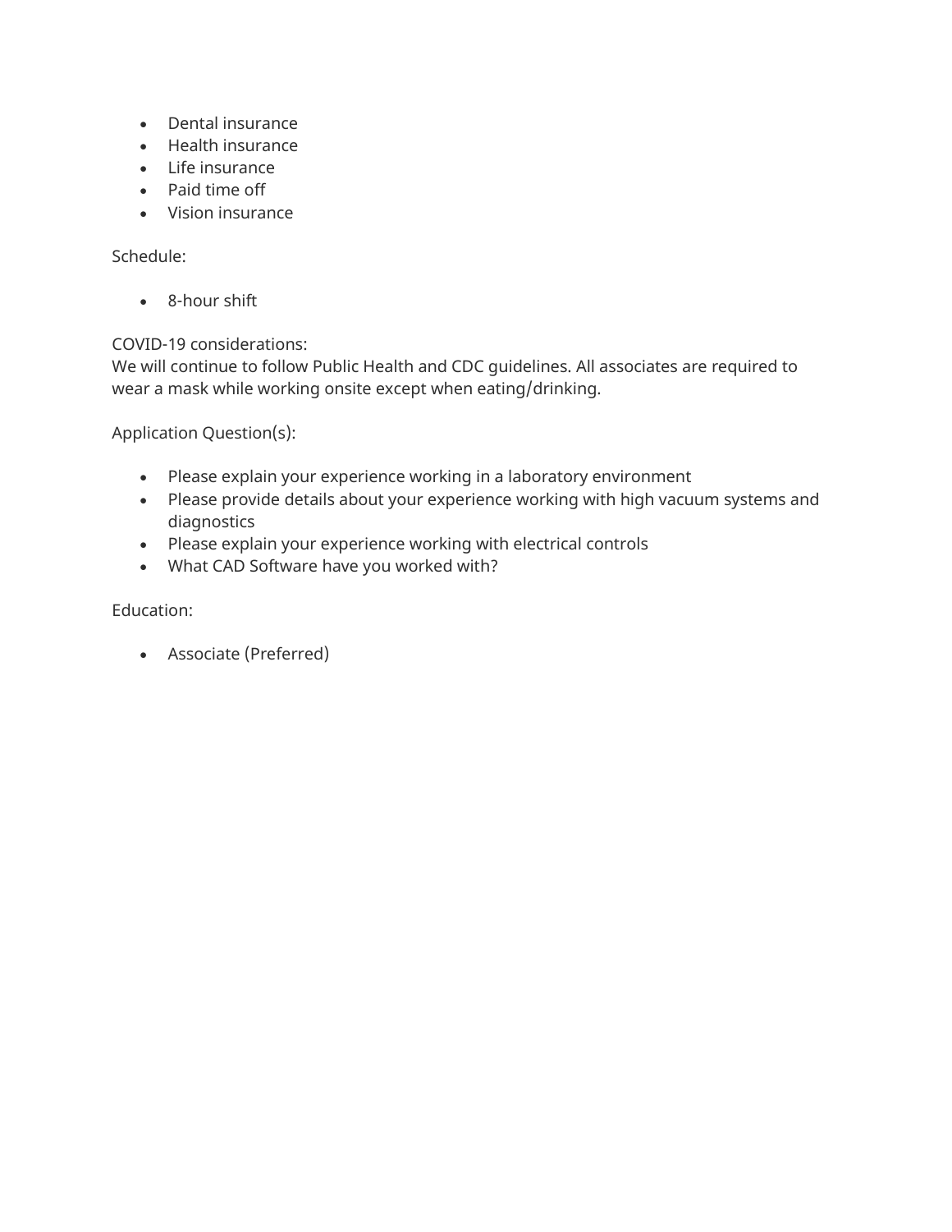- Dental insurance
- Health insurance
- Life insurance
- Paid time off
- Vision insurance

Schedule:

- 8-hour shift

COVID-19 considerations:
We will continue to follow Public Health and CDC guidelines. All associates are required to wear a mask while working onsite except when eating/drinking.

Application Question(s):

- Please explain your experience working in a laboratory environment
- Please provide details about your experience working with high vacuum systems and diagnostics
- Please explain your experience working with electrical controls
- What CAD Software have you worked with?

Education:

- Associate (Preferred)